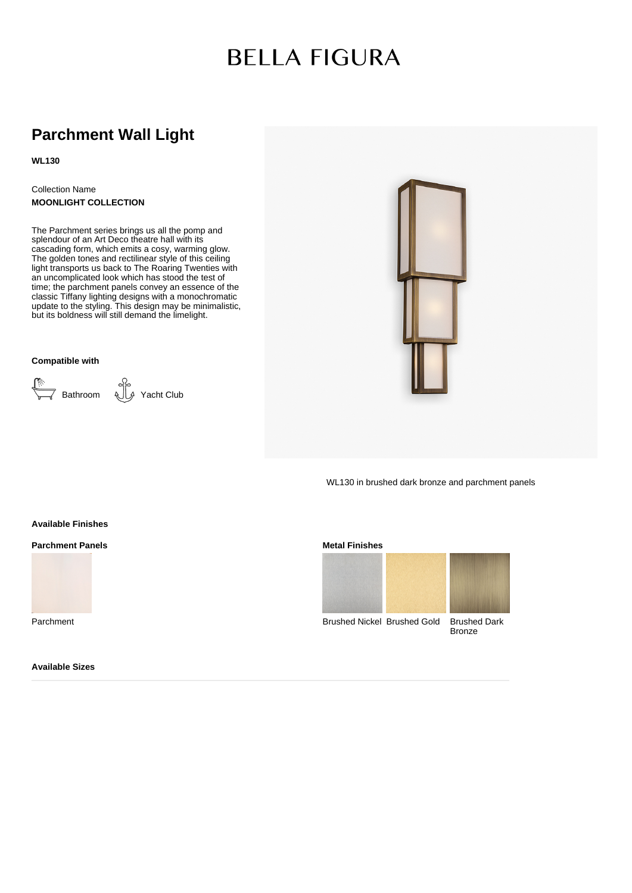# BELLA FIGURA

## Parchment Wall Light

**WL130**

Collection Name

**MOONLIGHT COLLECTION**

The Parchment series brings us all the pomp and splendour of an Art Deco theatre hall with its cascading form, which emits a cosy, warming glow. The golden tones and rectilinear style of this ceiling light transports us back to The Roaring Twenties with an uncomplicated look which has stood the test of time; the parchment panels convey an essence of the classic Tiffany lighting designs with a monochromatic update to the styling. This design may be minimalistic, but its boldness will still demand the limelight.

**Compatible with**

Bathroom Yacht Club

WL130 in brushed dark bronze and parchment panels

**Available Finishes**

**Parchment Panels**

Parchment

**Metal Finishes**

Brushed Nickel Brushed Gold Brushed Dark Bronze

**Available Sizes**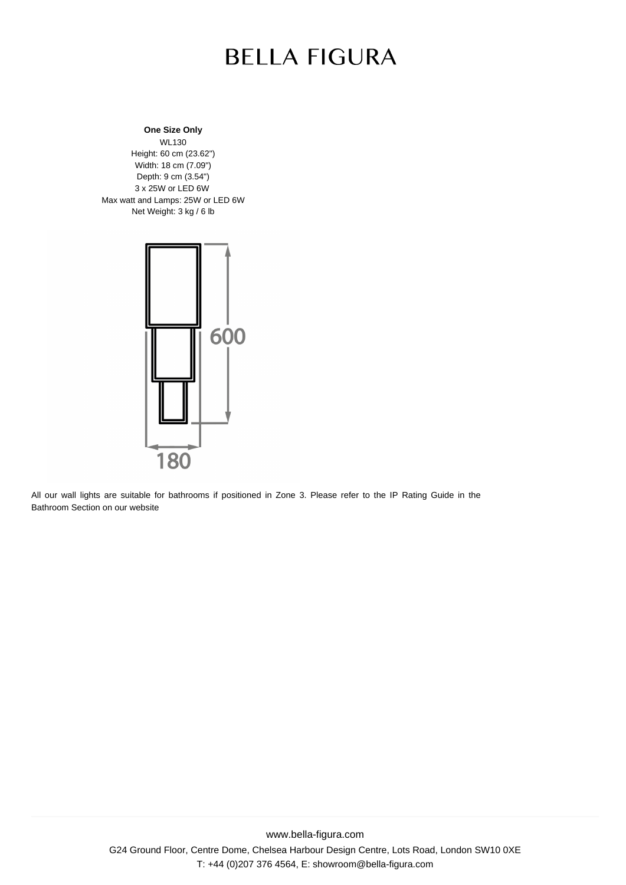# BELLA FIGURA

**One Size Only**

WL130

Height: 60 cm (23.62")

Width: 18 cm (7.09")

Depth: 9 cm (3.54")

3 x 25W or LED 6W

Max watt and Lamps: 25W or LED 6W

Net Weight: 3 kg / 6 lb

600

180

All our wall lights are suitable for bathrooms if positioned in Zone 3. Please refer to the IP Rating Guide in the Bathroom Section on our website

www.bella-figura.com

G24 Ground Floor, Centre Dome, Chelsea Harbour Design Centre, Lots Road, London SW10 0XE

T: +44 (0)207 376 4564, E: showroom@bella-figura.com